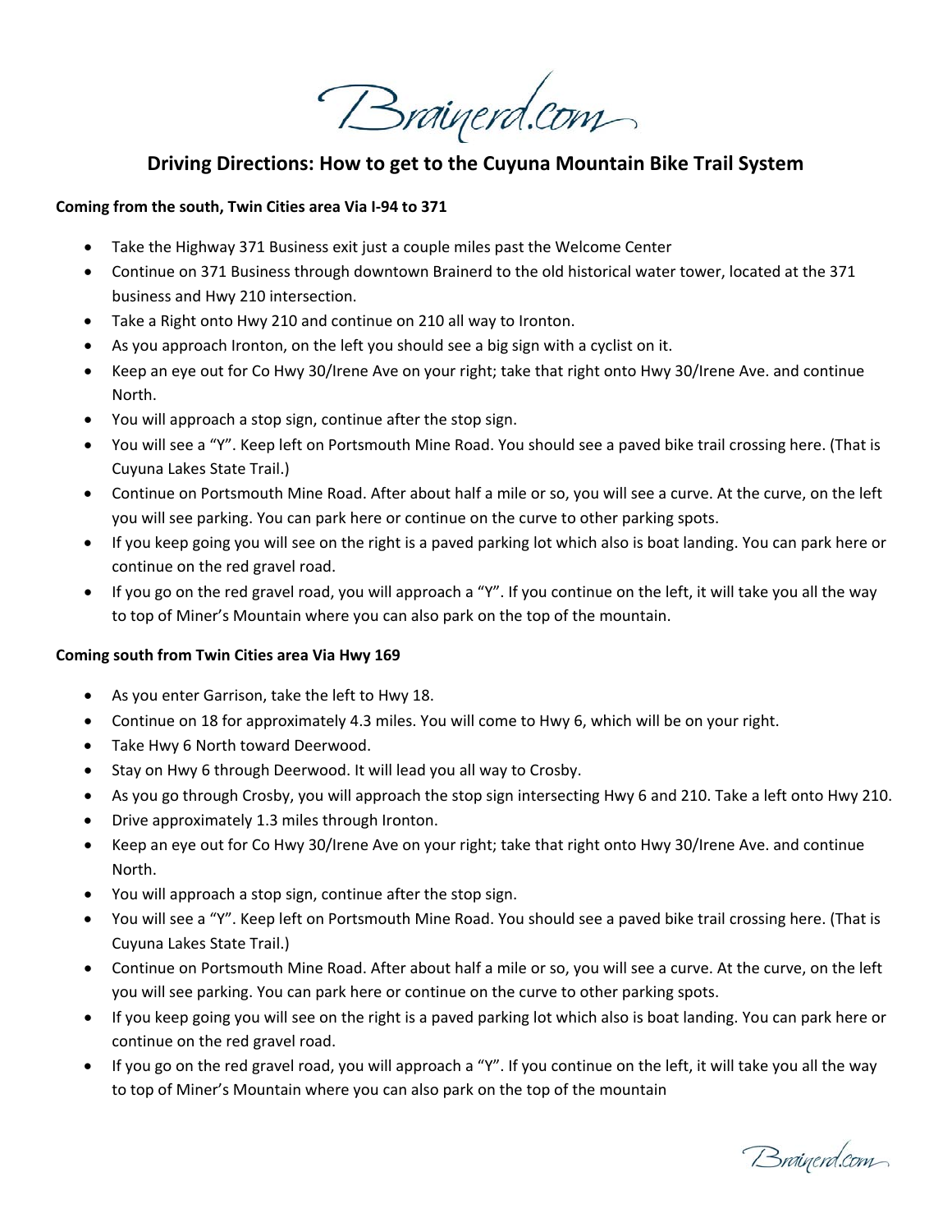Brainerd.com

# Driving Directions: How to get to the Cuyuna Mountain Bike Trail System

**Coming from the south, Twin Cities area Via I-94 to 371**

- Take the Highway 371 Business exit just a couple miles past the Welcome Center
- Continue on 371 Business through downtown Brainerd to the old historical water tower, located at the 371 business and Hwy 210 intersection.
- Take a Right onto Hwy 210 and continue on 210 all way to Ironton.
- As you approach Ironton, on the left you should see a big sign with a cyclist on it.
- Keep an eye out for Co Hwy 30/Irene Ave on your right; take that right onto Hwy 30/Irene Ave. and continue North.
- You will approach a stop sign, continue after the stop sign.
- You will see a "Y". Keep left on Portsmouth Mine Road. You should see a paved bike trail crossing here. (That is Cuyuna Lakes State Trail.)
- Continue on Portsmouth Mine Road. After about half a mile or so, you will see a curve. At the curve, on the left you will see parking. You can park here or continue on the curve to other parking spots.
- If you keep going you will see on the right is a paved parking lot which also is boat landing. You can park here or continue on the red gravel road.
- If you go on the red gravel road, you will approach a "Y". If you continue on the left, it will take you all the way to top of Miner's Mountain where you can also park on the top of the mountain.

**Coming south from Twin Cities area Via Hwy 169**

- As you enter Garrison, take the left to Hwy 18.
- Continue on 18 for approximately 4.3 miles. You will come to Hwy 6, which will be on your right.
- Take Hwy 6 North toward Deerwood.
- Stay on Hwy 6 through Deerwood. It will lead you all way to Crosby.
- As you go through Crosby, you will approach the stop sign intersecting Hwy 6 and 210. Take a left onto Hwy 210.
- Drive approximately 1.3 miles through Ironton.
- Keep an eye out for Co Hwy 30/Irene Ave on your right; take that right onto Hwy 30/Irene Ave. and continue North.
- You will approach a stop sign, continue after the stop sign.
- You will see a "Y". Keep left on Portsmouth Mine Road. You should see a paved bike trail crossing here. (That is Cuyuna Lakes State Trail.)
- Continue on Portsmouth Mine Road. After about half a mile or so, you will see a curve. At the curve, on the left you will see parking. You can park here or continue on the curve to other parking spots.
- If you keep going you will see on the right is a paved parking lot which also is boat landing. You can park here or continue on the red gravel road.
- If you go on the red gravel road, you will approach a "Y". If you continue on the left, it will take you all the way to top of Miner's Mountain where you can also park on the top of the mountain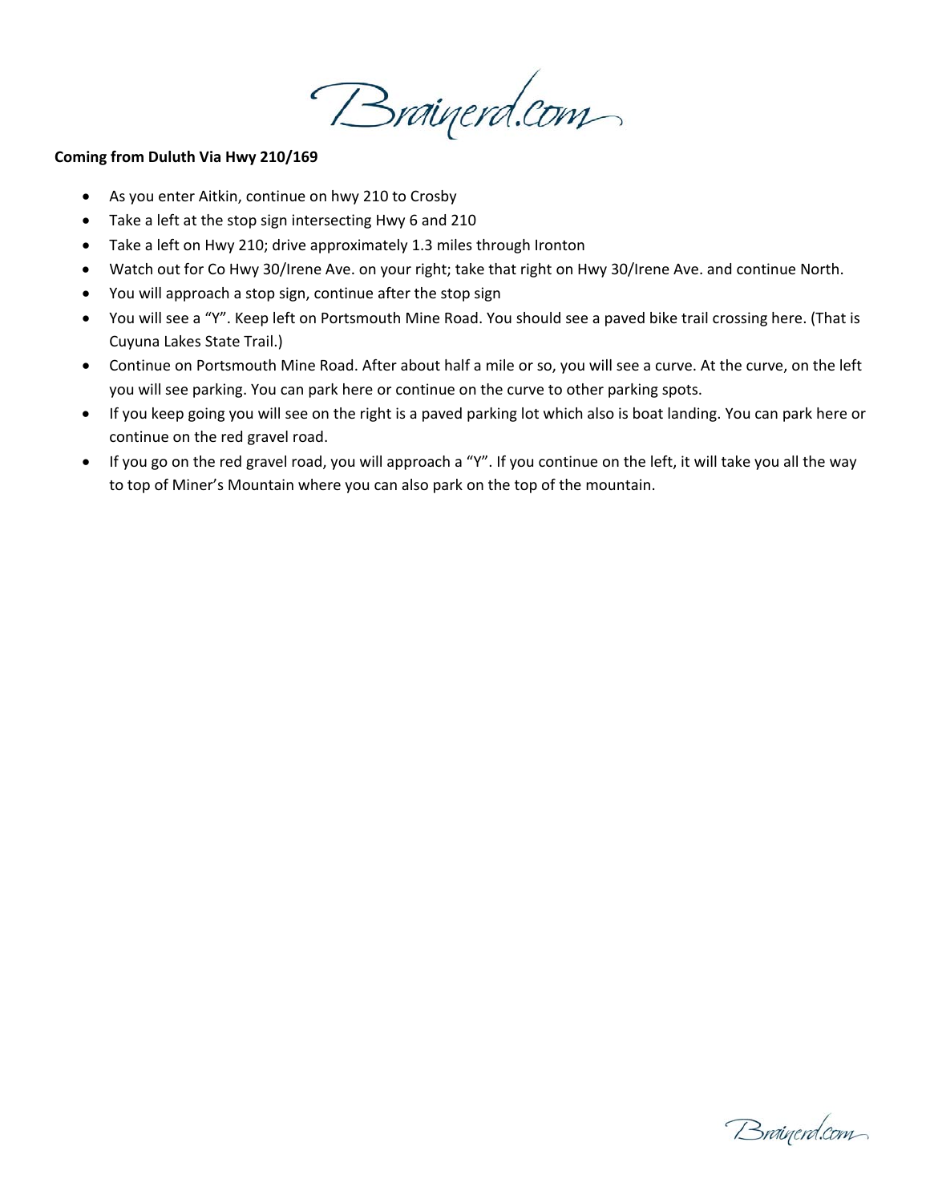**Coming from Duluth Via Hwy 210/169**

- As you enter Aitkin, continue on hwy 210 to Crosby
- Take a left at the stop sign intersecting Hwy 6 and 210
- Take a left on Hwy 210; drive approximately 1.3 miles through Ironton
- Watch out for Co Hwy 30/Irene Ave. on your right; take that right on Hwy 30/Irene Ave. and continue North.
- You will approach a stop sign, continue after the stop sign
- You will see a "Y". Keep left on Portsmouth Mine Road. You should see a paved bike trail crossing here. (That is Cuyuna Lakes State Trail.)
- Continue on Portsmouth Mine Road. After about half a mile or so, you will see a curve. At the curve, on the left you will see parking. You can park here or continue on the curve to other parking spots.
- If you keep going you will see on the right is a paved parking lot which also is boat landing. You can park here or continue on the red gravel road.
- If you go on the red gravel road, you will approach a "Y". If you continue on the left, it will take you all the way to top of Miner's Mountain where you can also park on the top of the mountain.